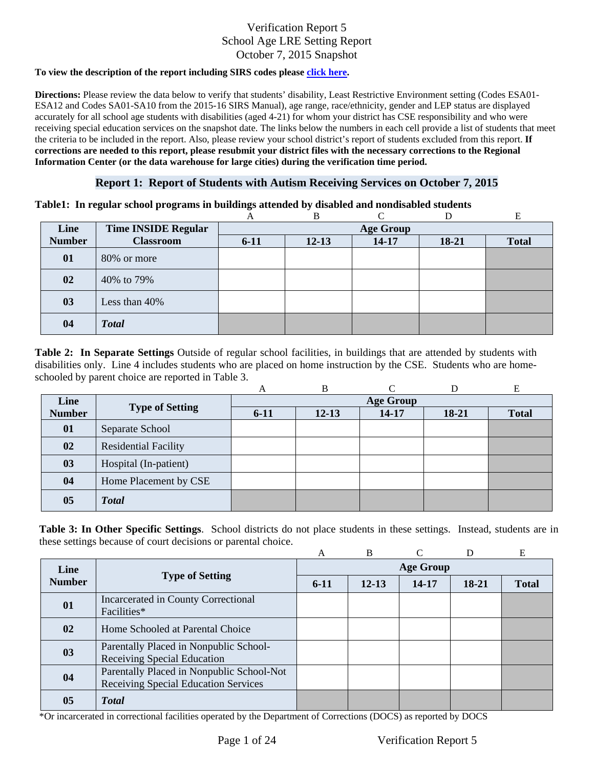# Verification Report 5
# School Age LRE Setting Report
# October 7, 2015 Snapshot

**To view the description of the report including SIRS codes please click here.**

**Directions:** Please review the data below to verify that students' disability, Least Restrictive Environment setting (Codes ESA01-ESA12 and Codes SA01-SA10 from the 2015-16 SIRS Manual), age range, race/ethnicity, gender and LEP status are displayed accurately for all school age students with disabilities (aged 4-21) for whom your district has CSE responsibility and who were receiving special education services on the snapshot date. The links below the numbers in each cell provide a list of students that meet the criteria to be included in the report. Also, please review your school district's report of students excluded from this report. **If corrections are needed to this report, please resubmit your district files with the necessary corrections to the Regional Information Center (or the data warehouse for large cities) during the verification time period.**

## Report 1: Report of Students with Autism Receiving Services on October 7, 2015

**Table1: In regular school programs in buildings attended by disabled and nondisabled students**

| | | A | B | C | D | E |
|---|---|---|---|---|---|---|
| **Line Number** | **Time INSIDE Regular Classroom** | **Age Group** | | | | |
| | | **6-11** | **12-13** | **14-17** | **18-21** | **Total** |
| **01** | 80% or more | | | | | |
| **02** | 40% to 79% | | | | | |
| **03** | Less than 40% | | | | | |
| **04** | ***Total*** | | | | | |

**Table 2: In Separate Settings** Outside of regular school facilities, in buildings that are attended by students with disabilities only. Line 4 includes students who are placed on home instruction by the CSE. Students who are home-schooled by parent choice are reported in Table 3.

| | | A | B | C | D | E |
|---|---|---|---|---|---|---|
| **Line Number** | **Type of Setting** | **Age Group** | | | | |
| | | **6-11** | **12-13** | **14-17** | **18-21** | **Total** |
| **01** | Separate School | | | | | |
| **02** | Residential Facility | | | | | |
| **03** | Hospital (In-patient) | | | | | |
| **04** | Home Placement by CSE | | | | | |
| **05** | ***Total*** | | | | | |

**Table 3: In Other Specific Settings**. School districts do not place students in these settings. Instead, students are in these settings because of court decisions or parental choice.

| | | A | B | C | D | E |
|---|---|---|---|---|---|---|
| **Line Number** | **Type of Setting** | **Age Group** | | | | |
| | | **6-11** | **12-13** | **14-17** | **18-21** | **Total** |
| **01** | Incarcerated in County Correctional Facilities* | | | | | |
| **02** | Home Schooled at Parental Choice | | | | | |
| **03** | Parentally Placed in Nonpublic School-Receiving Special Education | | | | | |
| **04** | Parentally Placed in Nonpublic School-Not Receiving Special Education Services | | | | | |
| **05** | ***Total*** | | | | | |

*Or incarcerated in correctional facilities operated by the Department of Corrections (DOCS) as reported by DOCS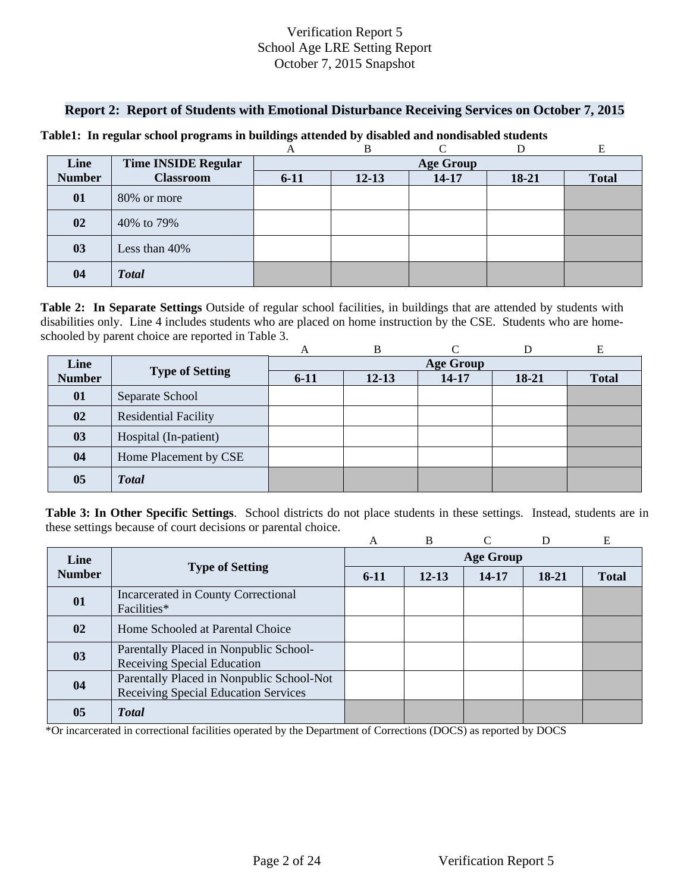# Verification Report 5
## School Age LRE Setting Report
## October 7, 2015 Snapshot

### Report 2: Report of Students with Emotional Disturbance Receiving Services on October 7, 2015

**Table1: In regular school programs in buildings attended by disabled and nondisabled students**

| | | A | B | C | D | E |
|---|---|---|---|---|---|---|
| **Line Number** | **Time INSIDE Regular Classroom** | **Age Group** | | | | |
| | | **6-11** | **12-13** | **14-17** | **18-21** | **Total** |
| **01** | 80% or more | | | | | |
| **02** | 40% to 79% | | | | | |
| **03** | Less than 40% | | | | | |
| **04** | ***Total*** | | | | | |

**Table 2: In Separate Settings** Outside of regular school facilities, in buildings that are attended by students with disabilities only. Line 4 includes students who are placed on home instruction by the CSE. Students who are home-schooled by parent choice are reported in Table 3.

| | | A | B | C | D | E |
|---|---|---|---|---|---|---|
| **Line Number** | **Type of Setting** | **Age Group** | | | | |
| | | **6-11** | **12-13** | **14-17** | **18-21** | **Total** |
| **01** | Separate School | | | | | |
| **02** | Residential Facility | | | | | |
| **03** | Hospital (In-patient) | | | | | |
| **04** | Home Placement by CSE | | | | | |
| **05** | ***Total*** | | | | | |

**Table 3: In Other Specific Settings**. School districts do not place students in these settings. Instead, students are in these settings because of court decisions or parental choice.

| | | A | B | C | D | E |
|---|---|---|---|---|---|---|
| **Line Number** | **Type of Setting** | **Age Group** | | | | |
| | | **6-11** | **12-13** | **14-17** | **18-21** | **Total** |
| **01** | Incarcerated in County Correctional Facilities* | | | | | |
| **02** | Home Schooled at Parental Choice | | | | | |
| **03** | Parentally Placed in Nonpublic School-Receiving Special Education | | | | | |
| **04** | Parentally Placed in Nonpublic School-Not Receiving Special Education Services | | | | | |
| **05** | ***Total*** | | | | | |

*Or incarcerated in correctional facilities operated by the Department of Corrections (DOCS) as reported by DOCS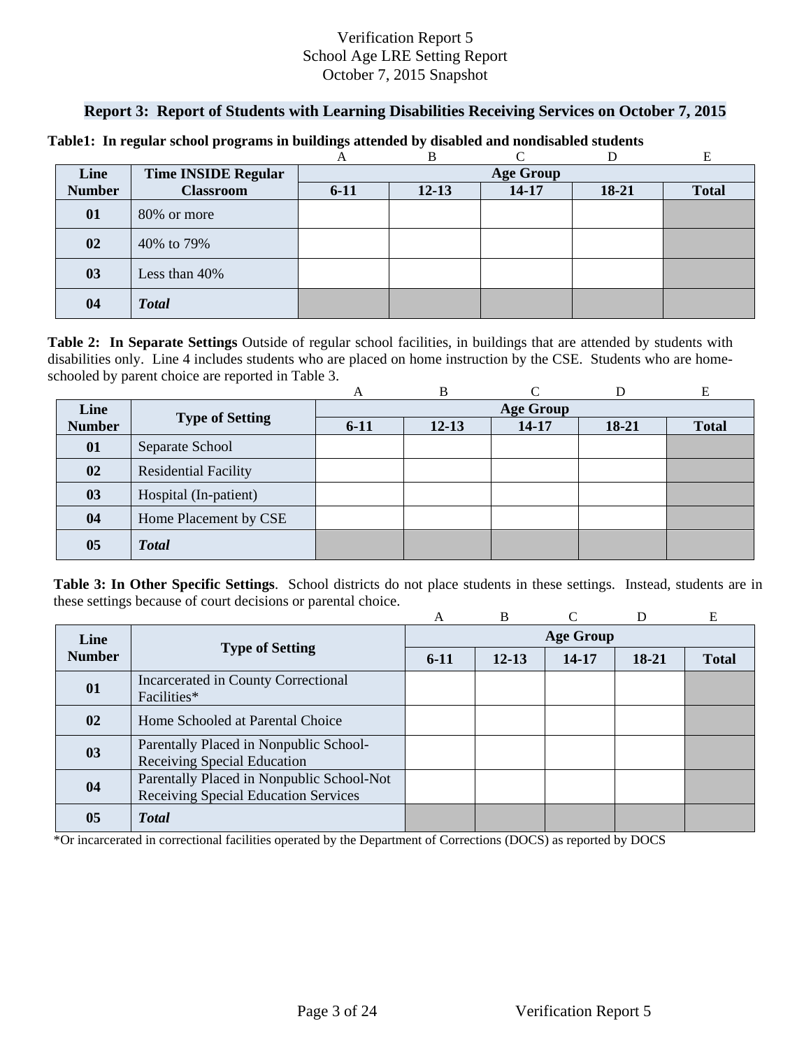Verification Report 5
School Age LRE Setting Report
October 7, 2015 Snapshot

## Report 3: Report of Students with Learning Disabilities Receiving Services on October 7, 2015

**Table1: In regular school programs in buildings attended by disabled and nondisabled students**

| | | A | B | C | D | E |
|---|---|---|---|---|---|---|
| **Line Number** | **Time INSIDE Regular Classroom** | **Age Group** | | | | |
| | | **6-11** | **12-13** | **14-17** | **18-21** | **Total** |
| **01** | 80% or more | | | | | |
| **02** | 40% to 79% | | | | | |
| **03** | Less than 40% | | | | | |
| **04** | ***Total*** | | | | | |

**Table 2: In Separate Settings** Outside of regular school facilities, in buildings that are attended by students with disabilities only. Line 4 includes students who are placed on home instruction by the CSE. Students who are home-schooled by parent choice are reported in Table 3.

| | | A | B | C | D | E |
|---|---|---|---|---|---|---|
| **Line Number** | **Type of Setting** | **Age Group** | | | | |
| | | **6-11** | **12-13** | **14-17** | **18-21** | **Total** |
| **01** | Separate School | | | | | |
| **02** | Residential Facility | | | | | |
| **03** | Hospital (In-patient) | | | | | |
| **04** | Home Placement by CSE | | | | | |
| **05** | ***Total*** | | | | | |

**Table 3: In Other Specific Settings**. School districts do not place students in these settings. Instead, students are in these settings because of court decisions or parental choice.

| | | A | B | C | D | E |
|---|---|---|---|---|---|---|
| **Line Number** | **Type of Setting** | **Age Group** | | | | |
| | | **6-11** | **12-13** | **14-17** | **18-21** | **Total** |
| **01** | Incarcerated in County Correctional Facilities* | | | | | |
| **02** | Home Schooled at Parental Choice | | | | | |
| **03** | Parentally Placed in Nonpublic School-Receiving Special Education | | | | | |
| **04** | Parentally Placed in Nonpublic School-Not Receiving Special Education Services | | | | | |
| **05** | ***Total*** | | | | | |

*Or incarcerated in correctional facilities operated by the Department of Corrections (DOCS) as reported by DOCS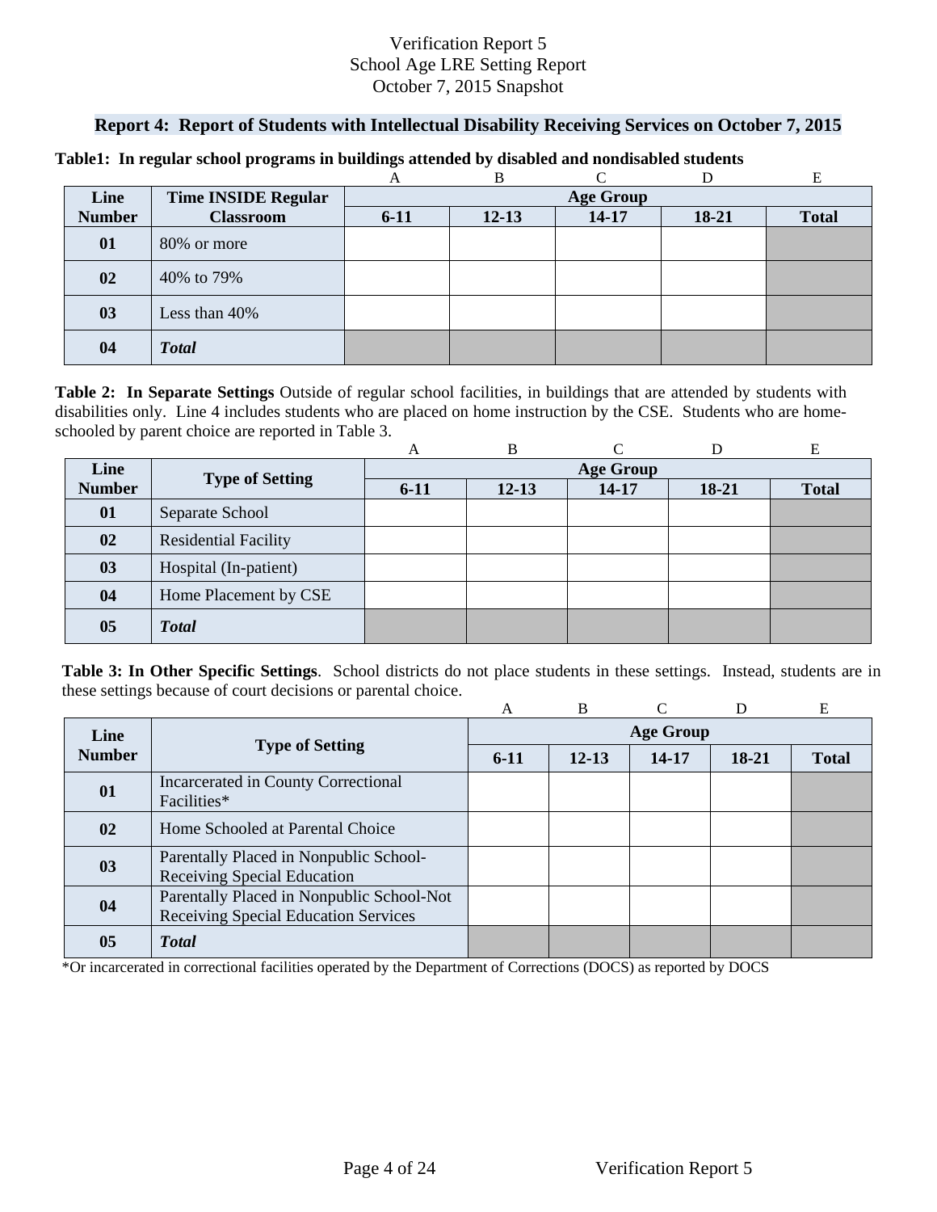Verification Report 5
School Age LRE Setting Report
October 7, 2015 Snapshot

## Report 4: Report of Students with Intellectual Disability Receiving Services on October 7, 2015

**Table1: In regular school programs in buildings attended by disabled and nondisabled students**

| | | A | B | C | D | E |
|---|---|---|---|---|---|---|
| **Line Number** | **Time INSIDE Regular Classroom** | **Age Group** | | | | |
| | | **6-11** | **12-13** | **14-17** | **18-21** | **Total** |
| **01** | 80% or more | | | | | |
| **02** | 40% to 79% | | | | | |
| **03** | Less than 40% | | | | | |
| **04** | ***Total*** | | | | | |

**Table 2: In Separate Settings** Outside of regular school facilities, in buildings that are attended by students with disabilities only. Line 4 includes students who are placed on home instruction by the CSE. Students who are home-schooled by parent choice are reported in Table 3.

| | | A | B | C | D | E |
|---|---|---|---|---|---|---|
| **Line Number** | **Type of Setting** | **Age Group** | | | | |
| | | **6-11** | **12-13** | **14-17** | **18-21** | **Total** |
| **01** | Separate School | | | | | |
| **02** | Residential Facility | | | | | |
| **03** | Hospital (In-patient) | | | | | |
| **04** | Home Placement by CSE | | | | | |
| **05** | ***Total*** | | | | | |

**Table 3: In Other Specific Settings**. School districts do not place students in these settings. Instead, students are in these settings because of court decisions or parental choice.

| | | A | B | C | D | E |
|---|---|---|---|---|---|---|
| **Line Number** | **Type of Setting** | **Age Group** | | | | |
| | | **6-11** | **12-13** | **14-17** | **18-21** | **Total** |
| **01** | Incarcerated in County Correctional Facilities* | | | | | |
| **02** | Home Schooled at Parental Choice | | | | | |
| **03** | Parentally Placed in Nonpublic School-Receiving Special Education | | | | | |
| **04** | Parentally Placed in Nonpublic School-Not Receiving Special Education Services | | | | | |
| **05** | ***Total*** | | | | | |

*Or incarcerated in correctional facilities operated by the Department of Corrections (DOCS) as reported by DOCS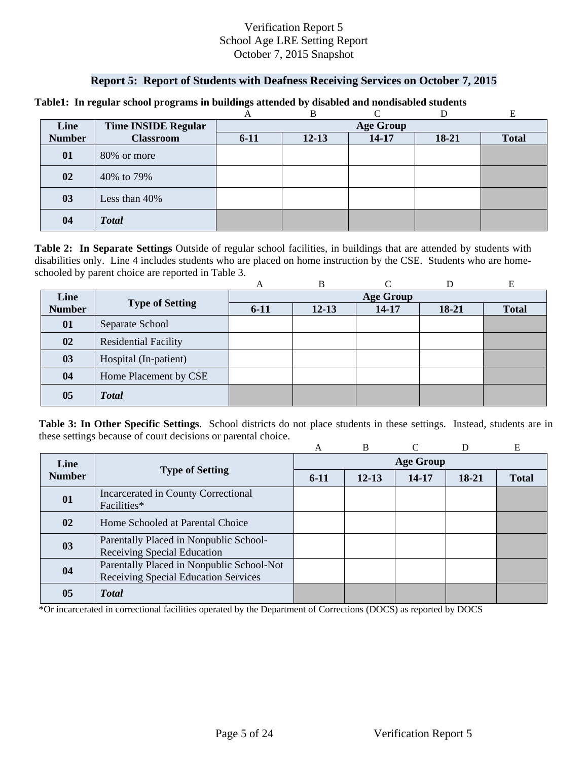Verification Report 5
School Age LRE Setting Report
October 7, 2015 Snapshot

## Report 5: Report of Students with Deafness Receiving Services on October 7, 2015

**Table1: In regular school programs in buildings attended by disabled and nondisabled students**

| | | A | B | C | D | E |
|---|---|---|---|---|---|---|
| **Line Number** | **Time INSIDE Regular Classroom** | **Age Group** | | | | |
| | | **6-11** | **12-13** | **14-17** | **18-21** | **Total** |
| **01** | 80% or more | | | | | |
| **02** | 40% to 79% | | | | | |
| **03** | Less than 40% | | | | | |
| **04** | ***Total*** | | | | | |

**Table 2: In Separate Settings** Outside of regular school facilities, in buildings that are attended by students with disabilities only. Line 4 includes students who are placed on home instruction by the CSE. Students who are home-schooled by parent choice are reported in Table 3.

| | | A | B | C | D | E |
|---|---|---|---|---|---|---|
| **Line Number** | **Type of Setting** | **Age Group** | | | | |
| | | **6-11** | **12-13** | **14-17** | **18-21** | **Total** |
| **01** | Separate School | | | | | |
| **02** | Residential Facility | | | | | |
| **03** | Hospital (In-patient) | | | | | |
| **04** | Home Placement by CSE | | | | | |
| **05** | ***Total*** | | | | | |

**Table 3: In Other Specific Settings**. School districts do not place students in these settings. Instead, students are in these settings because of court decisions or parental choice.

| | | A | B | C | D | E |
|---|---|---|---|---|---|---|
| **Line Number** | **Type of Setting** | **Age Group** | | | | |
| | | **6-11** | **12-13** | **14-17** | **18-21** | **Total** |
| **01** | Incarcerated in County Correctional Facilities* | | | | | |
| **02** | Home Schooled at Parental Choice | | | | | |
| **03** | Parentally Placed in Nonpublic School-Receiving Special Education | | | | | |
| **04** | Parentally Placed in Nonpublic School-Not Receiving Special Education Services | | | | | |
| **05** | ***Total*** | | | | | |

*Or incarcerated in correctional facilities operated by the Department of Corrections (DOCS) as reported by DOCS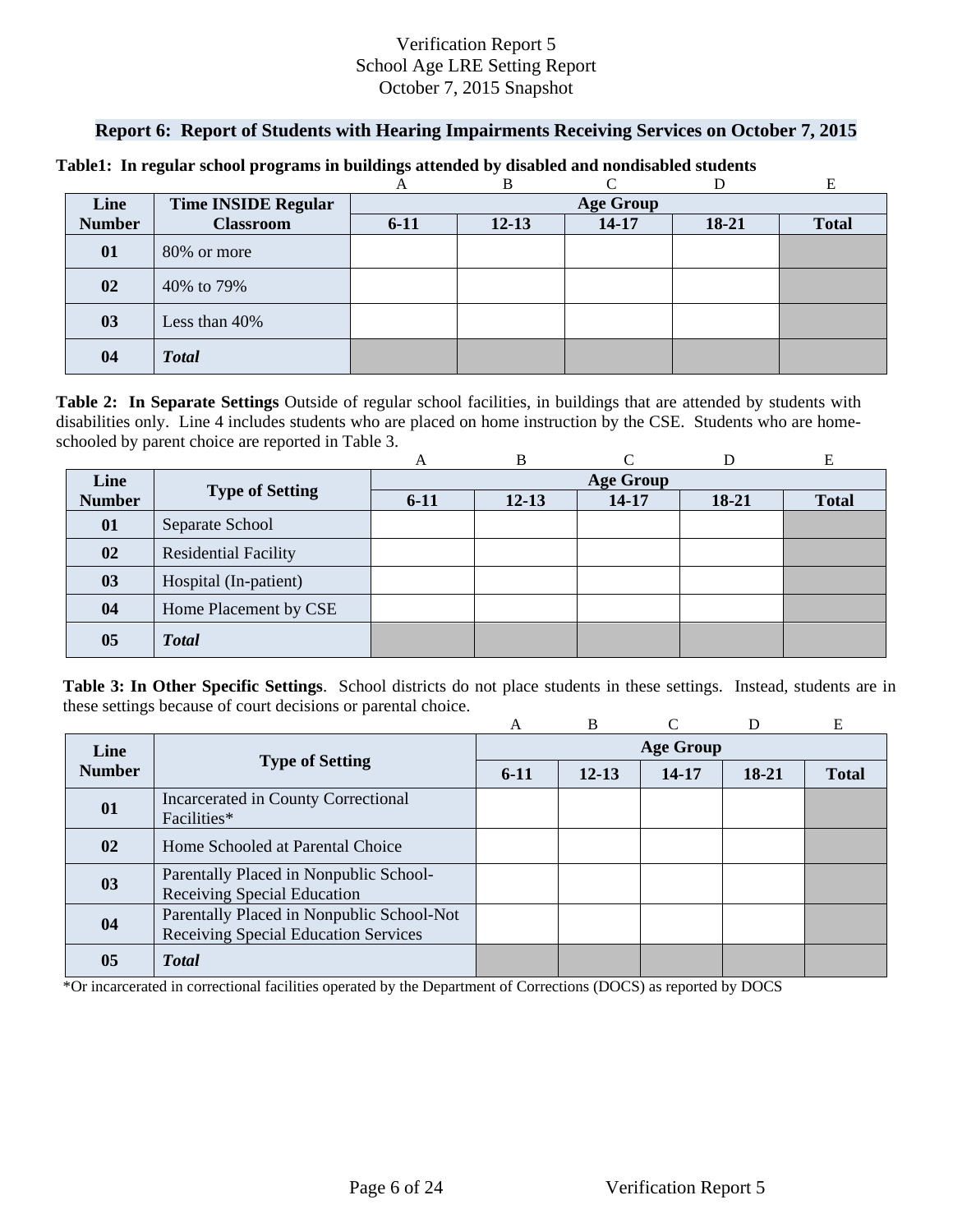Verification Report 5
School Age LRE Setting Report
October 7, 2015 Snapshot

## Report 6: Report of Students with Hearing Impairments Receiving Services on October 7, 2015

**Table1: In regular school programs in buildings attended by disabled and nondisabled students**

| | | A | B | C | D | E |
|---|---|---|---|---|---|---|
| **Line Number** | **Time INSIDE Regular Classroom** | **Age Group** | | | | |
| | | **6-11** | **12-13** | **14-17** | **18-21** | **Total** |
| **01** | 80% or more | | | | | |
| **02** | 40% to 79% | | | | | |
| **03** | Less than 40% | | | | | |
| **04** | ***Total*** | | | | | |

**Table 2: In Separate Settings** Outside of regular school facilities, in buildings that are attended by students with disabilities only. Line 4 includes students who are placed on home instruction by the CSE. Students who are home-schooled by parent choice are reported in Table 3.

| | | A | B | C | D | E |
|---|---|---|---|---|---|---|
| **Line Number** | **Type of Setting** | **Age Group** | | | | |
| | | **6-11** | **12-13** | **14-17** | **18-21** | **Total** |
| **01** | Separate School | | | | | |
| **02** | Residential Facility | | | | | |
| **03** | Hospital (In-patient) | | | | | |
| **04** | Home Placement by CSE | | | | | |
| **05** | ***Total*** | | | | | |

**Table 3: In Other Specific Settings**. School districts do not place students in these settings. Instead, students are in these settings because of court decisions or parental choice.

| | | A | B | C | D | E |
|---|---|---|---|---|---|---|
| **Line Number** | **Type of Setting** | **Age Group** | | | | |
| | | **6-11** | **12-13** | **14-17** | **18-21** | **Total** |
| **01** | Incarcerated in County Correctional Facilities* | | | | | |
| **02** | Home Schooled at Parental Choice | | | | | |
| **03** | Parentally Placed in Nonpublic School-Receiving Special Education | | | | | |
| **04** | Parentally Placed in Nonpublic School-Not Receiving Special Education Services | | | | | |
| **05** | ***Total*** | | | | | |

*Or incarcerated in correctional facilities operated by the Department of Corrections (DOCS) as reported by DOCS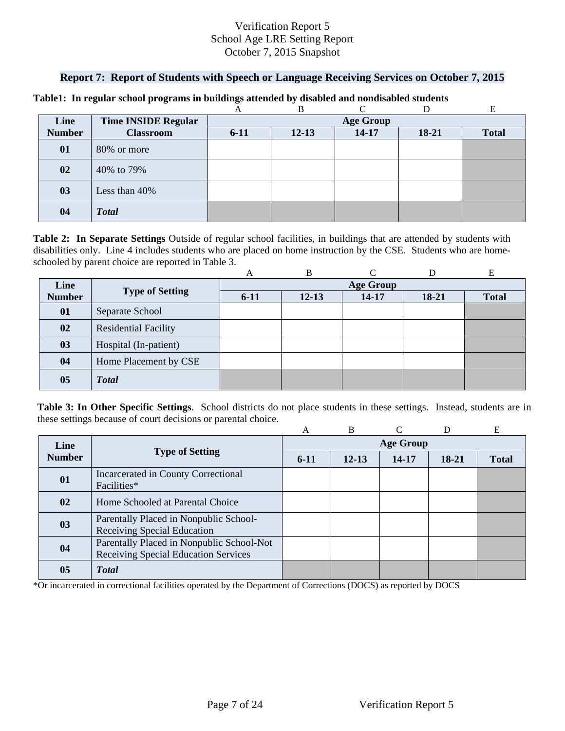Verification Report 5
School Age LRE Setting Report
October 7, 2015 Snapshot

## Report 7: Report of Students with Speech or Language Receiving Services on October 7, 2015

**Table1: In regular school programs in buildings attended by disabled and nondisabled students**

| | | A | B | C | D | E |
|---|---|---|---|---|---|---|
| **Line Number** | **Time INSIDE Regular Classroom** | **Age Group** | | | | |
| | | **6-11** | **12-13** | **14-17** | **18-21** | **Total** |
| **01** | 80% or more | | | | | |
| **02** | 40% to 79% | | | | | |
| **03** | Less than 40% | | | | | |
| **04** | ***Total*** | | | | | |

**Table 2: In Separate Settings** Outside of regular school facilities, in buildings that are attended by students with disabilities only. Line 4 includes students who are placed on home instruction by the CSE. Students who are home-schooled by parent choice are reported in Table 3.

| | | A | B | C | D | E |
|---|---|---|---|---|---|---|
| **Line Number** | **Type of Setting** | **Age Group** | | | | |
| | | **6-11** | **12-13** | **14-17** | **18-21** | **Total** |
| **01** | Separate School | | | | | |
| **02** | Residential Facility | | | | | |
| **03** | Hospital (In-patient) | | | | | |
| **04** | Home Placement by CSE | | | | | |
| **05** | ***Total*** | | | | | |

**Table 3: In Other Specific Settings**. School districts do not place students in these settings. Instead, students are in these settings because of court decisions or parental choice.

| | | A | B | C | D | E |
|---|---|---|---|---|---|---|
| **Line Number** | **Type of Setting** | **Age Group** | | | | |
| | | **6-11** | **12-13** | **14-17** | **18-21** | **Total** |
| **01** | Incarcerated in County Correctional Facilities* | | | | | |
| **02** | Home Schooled at Parental Choice | | | | | |
| **03** | Parentally Placed in Nonpublic School-Receiving Special Education | | | | | |
| **04** | Parentally Placed in Nonpublic School-Not Receiving Special Education Services | | | | | |
| **05** | ***Total*** | | | | | |

*Or incarcerated in correctional facilities operated by the Department of Corrections (DOCS) as reported by DOCS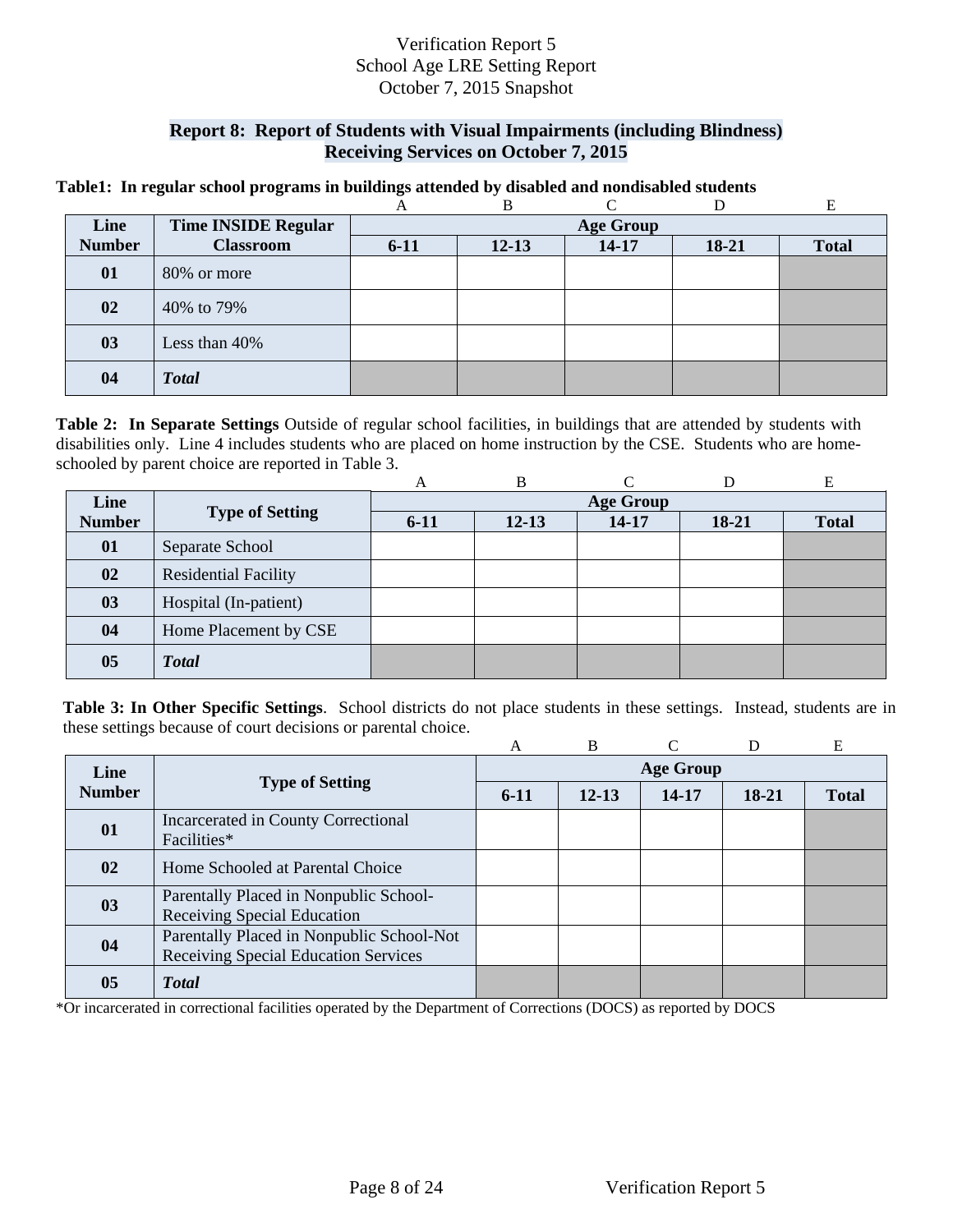Verification Report 5
School Age LRE Setting Report
October 7, 2015 Snapshot

## Report 8: Report of Students with Visual Impairments (including Blindness) Receiving Services on October 7, 2015

**Table1: In regular school programs in buildings attended by disabled and nondisabled students**

| | | A | B | C | D | E |
|---|---|---|---|---|---|---|
| **Line Number** | **Time INSIDE Regular Classroom** | **Age Group** | | | | |
| | | **6-11** | **12-13** | **14-17** | **18-21** | **Total** |
| **01** | 80% or more | | | | | |
| **02** | 40% to 79% | | | | | |
| **03** | Less than 40% | | | | | |
| **04** | ***Total*** | | | | | |

**Table 2: In Separate Settings** Outside of regular school facilities, in buildings that are attended by students with disabilities only. Line 4 includes students who are placed on home instruction by the CSE. Students who are home-schooled by parent choice are reported in Table 3.

| | | A | B | C | D | E |
|---|---|---|---|---|---|---|
| **Line Number** | **Type of Setting** | **Age Group** | | | | |
| | | **6-11** | **12-13** | **14-17** | **18-21** | **Total** |
| **01** | Separate School | | | | | |
| **02** | Residential Facility | | | | | |
| **03** | Hospital (In-patient) | | | | | |
| **04** | Home Placement by CSE | | | | | |
| **05** | ***Total*** | | | | | |

**Table 3: In Other Specific Settings**. School districts do not place students in these settings. Instead, students are in these settings because of court decisions or parental choice.

| | | A | B | C | D | E |
|---|---|---|---|---|---|---|
| **Line Number** | **Type of Setting** | **Age Group** | | | | |
| | | **6-11** | **12-13** | **14-17** | **18-21** | **Total** |
| **01** | Incarcerated in County Correctional Facilities* | | | | | |
| **02** | Home Schooled at Parental Choice | | | | | |
| **03** | Parentally Placed in Nonpublic School-Receiving Special Education | | | | | |
| **04** | Parentally Placed in Nonpublic School-Not Receiving Special Education Services | | | | | |
| **05** | ***Total*** | | | | | |

*Or incarcerated in correctional facilities operated by the Department of Corrections (DOCS) as reported by DOCS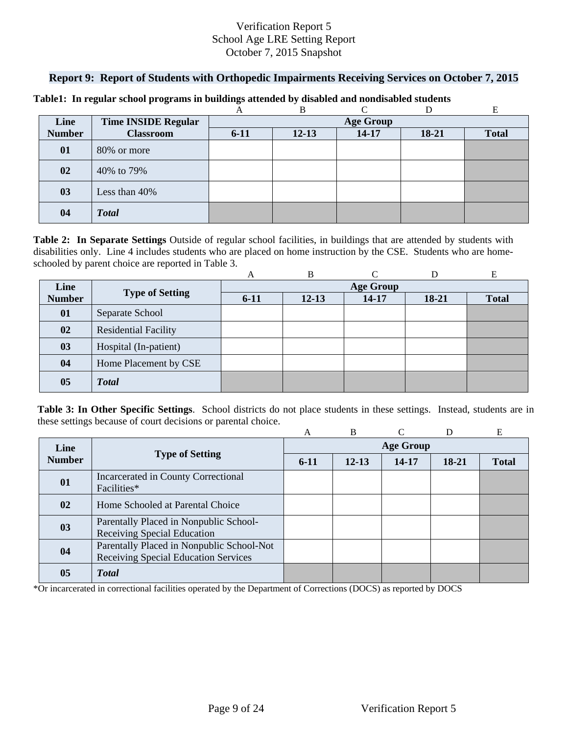Verification Report 5
School Age LRE Setting Report
October 7, 2015 Snapshot

## Report 9: Report of Students with Orthopedic Impairments Receiving Services on October 7, 2015

**Table1: In regular school programs in buildings attended by disabled and nondisabled students**

| | | A | B | C | D | E |
|---|---|---|---|---|---|---|
| **Line Number** | **Time INSIDE Regular Classroom** | **Age Group** | | | | |
| | | **6-11** | **12-13** | **14-17** | **18-21** | **Total** |
| **01** | 80% or more | | | | | |
| **02** | 40% to 79% | | | | | |
| **03** | Less than 40% | | | | | |
| **04** | ***Total*** | | | | | |

**Table 2: In Separate Settings** Outside of regular school facilities, in buildings that are attended by students with disabilities only. Line 4 includes students who are placed on home instruction by the CSE. Students who are home-schooled by parent choice are reported in Table 3.

| | | A | B | C | D | E |
|---|---|---|---|---|---|---|
| **Line Number** | **Type of Setting** | **Age Group** | | | | |
| | | **6-11** | **12-13** | **14-17** | **18-21** | **Total** |
| **01** | Separate School | | | | | |
| **02** | Residential Facility | | | | | |
| **03** | Hospital (In-patient) | | | | | |
| **04** | Home Placement by CSE | | | | | |
| **05** | ***Total*** | | | | | |

**Table 3: In Other Specific Settings**. School districts do not place students in these settings. Instead, students are in these settings because of court decisions or parental choice.

| | | A | B | C | D | E |
|---|---|---|---|---|---|---|
| **Line Number** | **Type of Setting** | **Age Group** | | | | |
| | | **6-11** | **12-13** | **14-17** | **18-21** | **Total** |
| **01** | Incarcerated in County Correctional Facilities* | | | | | |
| **02** | Home Schooled at Parental Choice | | | | | |
| **03** | Parentally Placed in Nonpublic School-Receiving Special Education | | | | | |
| **04** | Parentally Placed in Nonpublic School-Not Receiving Special Education Services | | | | | |
| **05** | ***Total*** | | | | | |

*Or incarcerated in correctional facilities operated by the Department of Corrections (DOCS) as reported by DOCS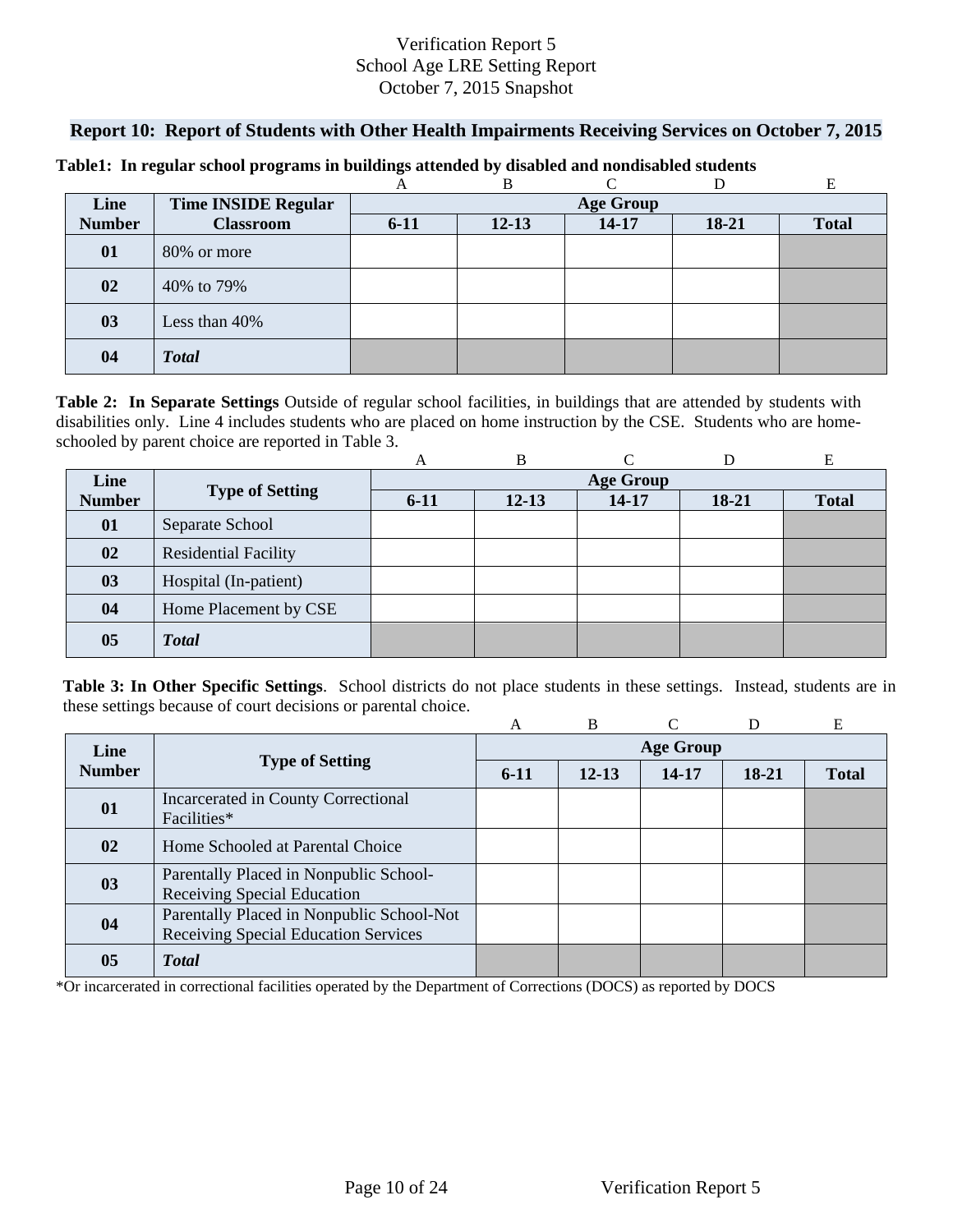Verification Report 5
School Age LRE Setting Report
October 7, 2015 Snapshot

## Report 10: Report of Students with Other Health Impairments Receiving Services on October 7, 2015

**Table1: In regular school programs in buildings attended by disabled and nondisabled students**

| | | A | B | C | D | E |
|---|---|---|---|---|---|---|
| **Line Number** | **Time INSIDE Regular Classroom** | **Age Group** | | | | |
| | | **6-11** | **12-13** | **14-17** | **18-21** | **Total** |
| **01** | 80% or more | | | | | |
| **02** | 40% to 79% | | | | | |
| **03** | Less than 40% | | | | | |
| **04** | ***Total*** | | | | | |

**Table 2: In Separate Settings** Outside of regular school facilities, in buildings that are attended by students with disabilities only. Line 4 includes students who are placed on home instruction by the CSE. Students who are home-schooled by parent choice are reported in Table 3.

| | | A | B | C | D | E |
|---|---|---|---|---|---|---|
| **Line Number** | **Type of Setting** | **Age Group** | | | | |
| | | **6-11** | **12-13** | **14-17** | **18-21** | **Total** |
| **01** | Separate School | | | | | |
| **02** | Residential Facility | | | | | |
| **03** | Hospital (In-patient) | | | | | |
| **04** | Home Placement by CSE | | | | | |
| **05** | ***Total*** | | | | | |

**Table 3: In Other Specific Settings**. School districts do not place students in these settings. Instead, students are in these settings because of court decisions or parental choice.

| | | A | B | C | D | E |
|---|---|---|---|---|---|---|
| **Line Number** | **Type of Setting** | **Age Group** | | | | |
| | | **6-11** | **12-13** | **14-17** | **18-21** | **Total** |
| **01** | Incarcerated in County Correctional Facilities* | | | | | |
| **02** | Home Schooled at Parental Choice | | | | | |
| **03** | Parentally Placed in Nonpublic School-Receiving Special Education | | | | | |
| **04** | Parentally Placed in Nonpublic School-Not Receiving Special Education Services | | | | | |
| **05** | ***Total*** | | | | | |

*Or incarcerated in correctional facilities operated by the Department of Corrections (DOCS) as reported by DOCS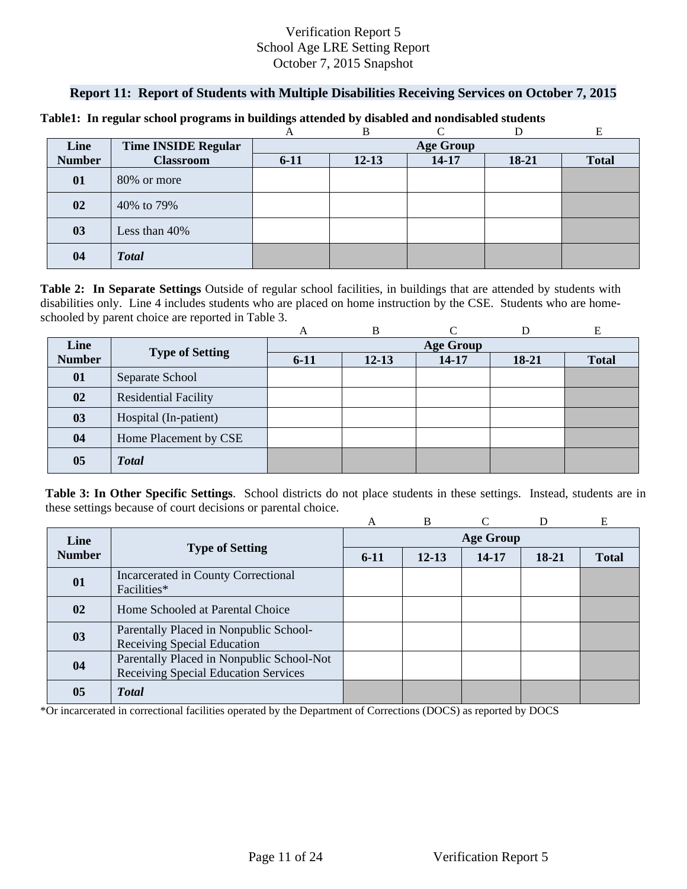Verification Report 5
School Age LRE Setting Report
October 7, 2015 Snapshot

## Report 11: Report of Students with Multiple Disabilities Receiving Services on October 7, 2015

**Table1: In regular school programs in buildings attended by disabled and nondisabled students**

| | | A | B | C | D | E |
|---|---|---|---|---|---|---|
| **Line Number** | **Time INSIDE Regular Classroom** | **Age Group** | | | | |
| | | **6-11** | **12-13** | **14-17** | **18-21** | **Total** |
| **01** | 80% or more | | | | | |
| **02** | 40% to 79% | | | | | |
| **03** | Less than 40% | | | | | |
| **04** | ***Total*** | | | | | |

**Table 2: In Separate Settings** Outside of regular school facilities, in buildings that are attended by students with disabilities only. Line 4 includes students who are placed on home instruction by the CSE. Students who are home-schooled by parent choice are reported in Table 3.

| | | A | B | C | D | E |
|---|---|---|---|---|---|---|
| **Line Number** | **Type of Setting** | **Age Group** | | | | |
| | | **6-11** | **12-13** | **14-17** | **18-21** | **Total** |
| **01** | Separate School | | | | | |
| **02** | Residential Facility | | | | | |
| **03** | Hospital (In-patient) | | | | | |
| **04** | Home Placement by CSE | | | | | |
| **05** | ***Total*** | | | | | |

**Table 3: In Other Specific Settings**. School districts do not place students in these settings. Instead, students are in these settings because of court decisions or parental choice.

| | | A | B | C | D | E |
|---|---|---|---|---|---|---|
| **Line Number** | **Type of Setting** | **Age Group** | | | | |
| | | **6-11** | **12-13** | **14-17** | **18-21** | **Total** |
| **01** | Incarcerated in County Correctional Facilities* | | | | | |
| **02** | Home Schooled at Parental Choice | | | | | |
| **03** | Parentally Placed in Nonpublic School-Receiving Special Education | | | | | |
| **04** | Parentally Placed in Nonpublic School-Not Receiving Special Education Services | | | | | |
| **05** | ***Total*** | | | | | |

*Or incarcerated in correctional facilities operated by the Department of Corrections (DOCS) as reported by DOCS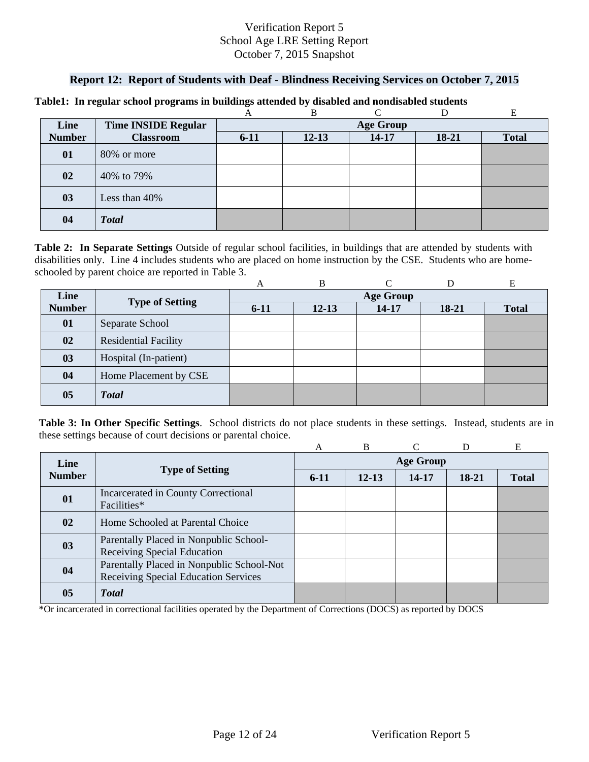Verification Report 5
School Age LRE Setting Report
October 7, 2015 Snapshot

## Report 12: Report of Students with Deaf - Blindness Receiving Services on October 7, 2015

**Table1: In regular school programs in buildings attended by disabled and nondisabled students**

| | | A | B | C | D | E |
|---|---|---|---|---|---|---|
| **Line Number** | **Time INSIDE Regular Classroom** | **Age Group** | | | | |
| | | **6-11** | **12-13** | **14-17** | **18-21** | **Total** |
| **01** | 80% or more | | | | | |
| **02** | 40% to 79% | | | | | |
| **03** | Less than 40% | | | | | |
| **04** | ***Total*** | | | | | |

**Table 2: In Separate Settings** Outside of regular school facilities, in buildings that are attended by students with disabilities only. Line 4 includes students who are placed on home instruction by the CSE. Students who are home-schooled by parent choice are reported in Table 3.

| | | A | B | C | D | E |
|---|---|---|---|---|---|---|
| **Line Number** | **Type of Setting** | **Age Group** | | | | |
| | | **6-11** | **12-13** | **14-17** | **18-21** | **Total** |
| **01** | Separate School | | | | | |
| **02** | Residential Facility | | | | | |
| **03** | Hospital (In-patient) | | | | | |
| **04** | Home Placement by CSE | | | | | |
| **05** | ***Total*** | | | | | |

**Table 3: In Other Specific Settings**. School districts do not place students in these settings. Instead, students are in these settings because of court decisions or parental choice.

| | | A | B | C | D | E |
|---|---|---|---|---|---|---|
| **Line Number** | **Type of Setting** | **Age Group** | | | | |
| | | **6-11** | **12-13** | **14-17** | **18-21** | **Total** |
| **01** | Incarcerated in County Correctional Facilities* | | | | | |
| **02** | Home Schooled at Parental Choice | | | | | |
| **03** | Parentally Placed in Nonpublic School-Receiving Special Education | | | | | |
| **04** | Parentally Placed in Nonpublic School-Not Receiving Special Education Services | | | | | |
| **05** | ***Total*** | | | | | |

*Or incarcerated in correctional facilities operated by the Department of Corrections (DOCS) as reported by DOCS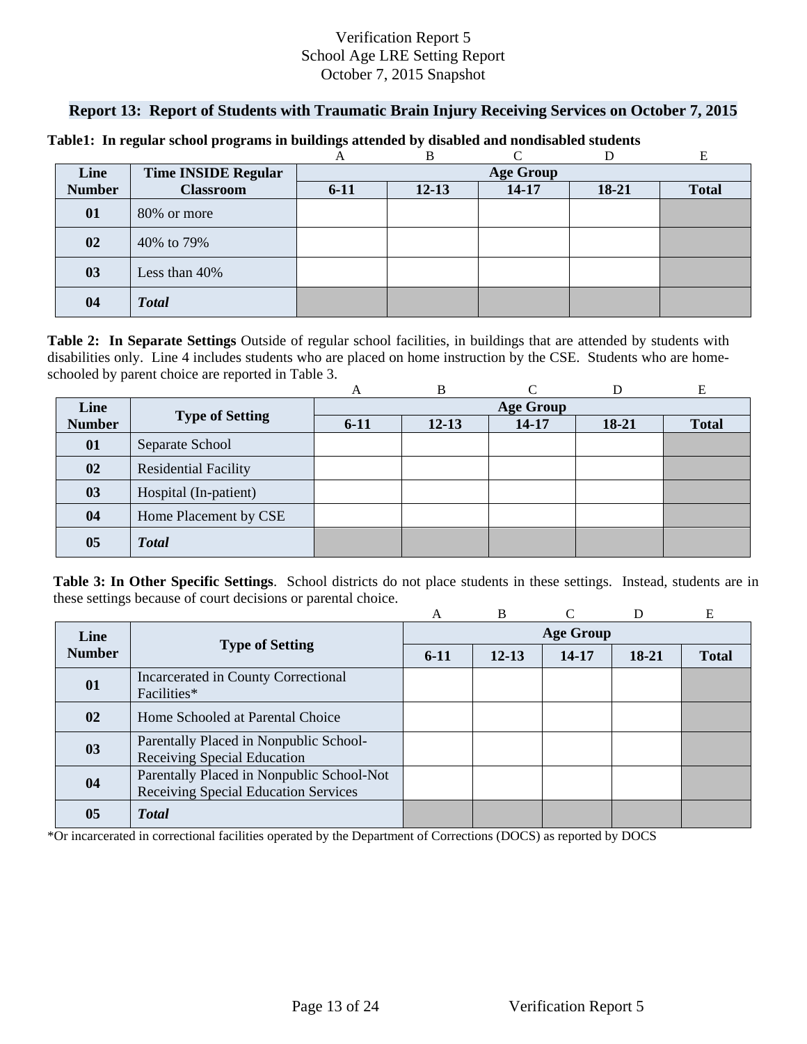Verification Report 5
School Age LRE Setting Report
October 7, 2015 Snapshot

## Report 13: Report of Students with Traumatic Brain Injury Receiving Services on October 7, 2015

**Table1: In regular school programs in buildings attended by disabled and nondisabled students**

| | | A | B | C | D | E |
|---|---|---|---|---|---|---|
| **Line Number** | **Time INSIDE Regular Classroom** | **Age Group** | | | | |
| | | **6-11** | **12-13** | **14-17** | **18-21** | **Total** |
| **01** | 80% or more | | | | | |
| **02** | 40% to 79% | | | | | |
| **03** | Less than 40% | | | | | |
| **04** | ***Total*** | | | | | |

**Table 2: In Separate Settings** Outside of regular school facilities, in buildings that are attended by students with disabilities only. Line 4 includes students who are placed on home instruction by the CSE. Students who are home-schooled by parent choice are reported in Table 3.

| | | A | B | C | D | E |
|---|---|---|---|---|---|---|
| **Line Number** | **Type of Setting** | **Age Group** | | | | |
| | | **6-11** | **12-13** | **14-17** | **18-21** | **Total** |
| **01** | Separate School | | | | | |
| **02** | Residential Facility | | | | | |
| **03** | Hospital (In-patient) | | | | | |
| **04** | Home Placement by CSE | | | | | |
| **05** | ***Total*** | | | | | |

**Table 3: In Other Specific Settings**. School districts do not place students in these settings. Instead, students are in these settings because of court decisions or parental choice.

| | | A | B | C | D | E |
|---|---|---|---|---|---|---|
| **Line Number** | **Type of Setting** | **Age Group** | | | | |
| | | **6-11** | **12-13** | **14-17** | **18-21** | **Total** |
| **01** | Incarcerated in County Correctional Facilities* | | | | | |
| **02** | Home Schooled at Parental Choice | | | | | |
| **03** | Parentally Placed in Nonpublic School-Receiving Special Education | | | | | |
| **04** | Parentally Placed in Nonpublic School-Not Receiving Special Education Services | | | | | |
| **05** | ***Total*** | | | | | |

*Or incarcerated in correctional facilities operated by the Department of Corrections (DOCS) as reported by DOCS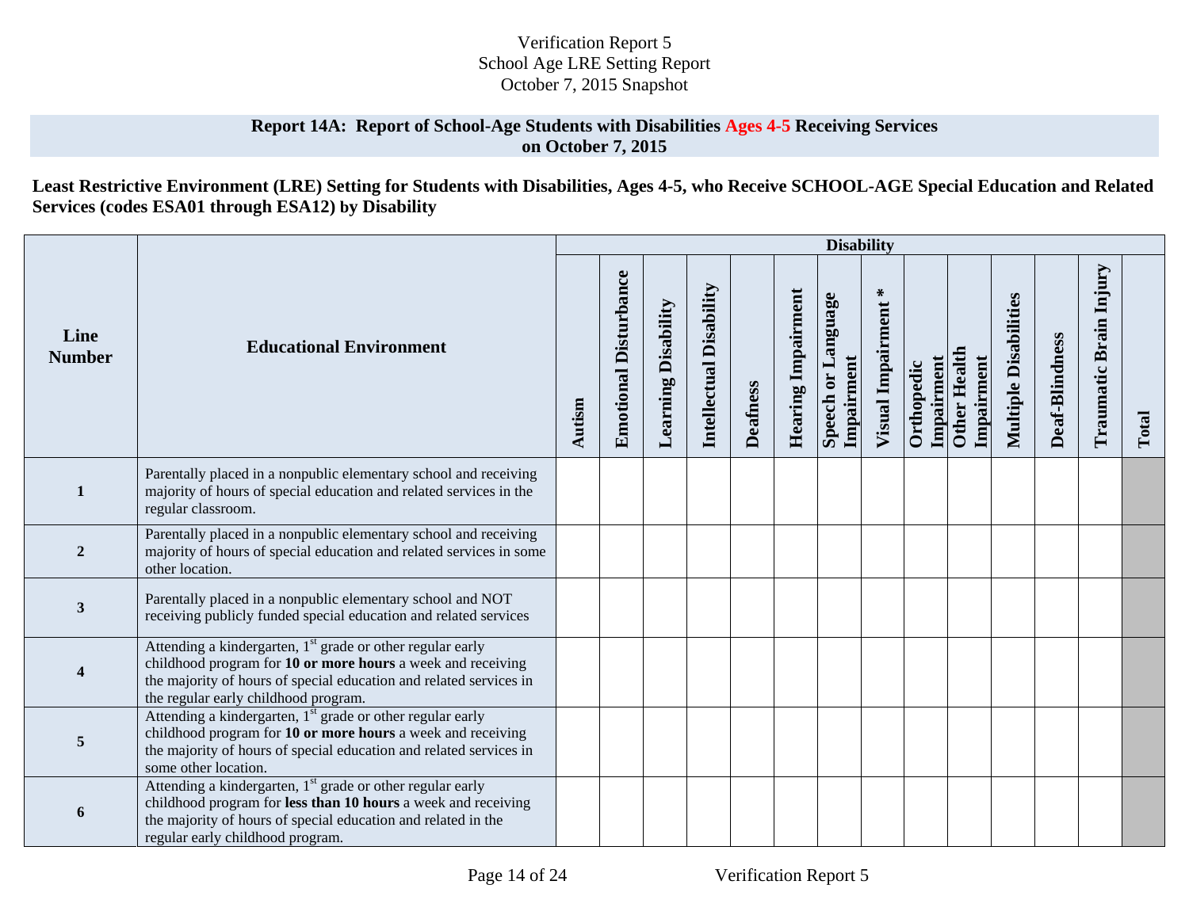Verification Report 5
School Age LRE Setting Report
October 7, 2015 Snapshot

## Report 14A: Report of School-Age Students with Disabilities Ages 4-5 Receiving Services on October 7, 2015

**Least Restrictive Environment (LRE) Setting for Students with Disabilities, Ages 4-5, who Receive SCHOOL-AGE Special Education and Related Services (codes ESA01 through ESA12) by Disability**

| Line Number | Educational Environment | Disability | | | | | | | | | | | | | |
|---|---|---|---|---|---|---|---|---|---|---|---|---|---|---|---|
| | | Autism | Emotional Disturbance | Learning Disability | Intellectual Disability | Deafness | Hearing Impairment | Speech or Language Impairment | Visual Impairment * | Orthopedic Impairment | Other Health Impairment | Multiple Disabilities | Deaf-Blindness | Traumatic Brain Injury | Total |
| **1** | Parentally placed in a nonpublic elementary school and receiving majority of hours of special education and related services in the regular classroom. | | | | | | | | | | | | | | |
| **2** | Parentally placed in a nonpublic elementary school and receiving majority of hours of special education and related services in some other location. | | | | | | | | | | | | | | |
| **3** | Parentally placed in a nonpublic elementary school and NOT receiving publicly funded special education and related services | | | | | | | | | | | | | | |
| **4** | Attending a kindergarten, 1st grade or other regular early childhood program for **10 or more hours** a week and receiving the majority of hours of special education and related services in the regular early childhood program. | | | | | | | | | | | | | | |
| **5** | Attending a kindergarten, 1st grade or other regular early childhood program for **10 or more hours** a week and receiving the majority of hours of special education and related services in some other location. | | | | | | | | | | | | | | |
| **6** | Attending a kindergarten, 1st grade or other regular early childhood program for **less than 10 hours** a week and receiving the majority of hours of special education and related in the regular early childhood program. | | | | | | | | | | | | | | |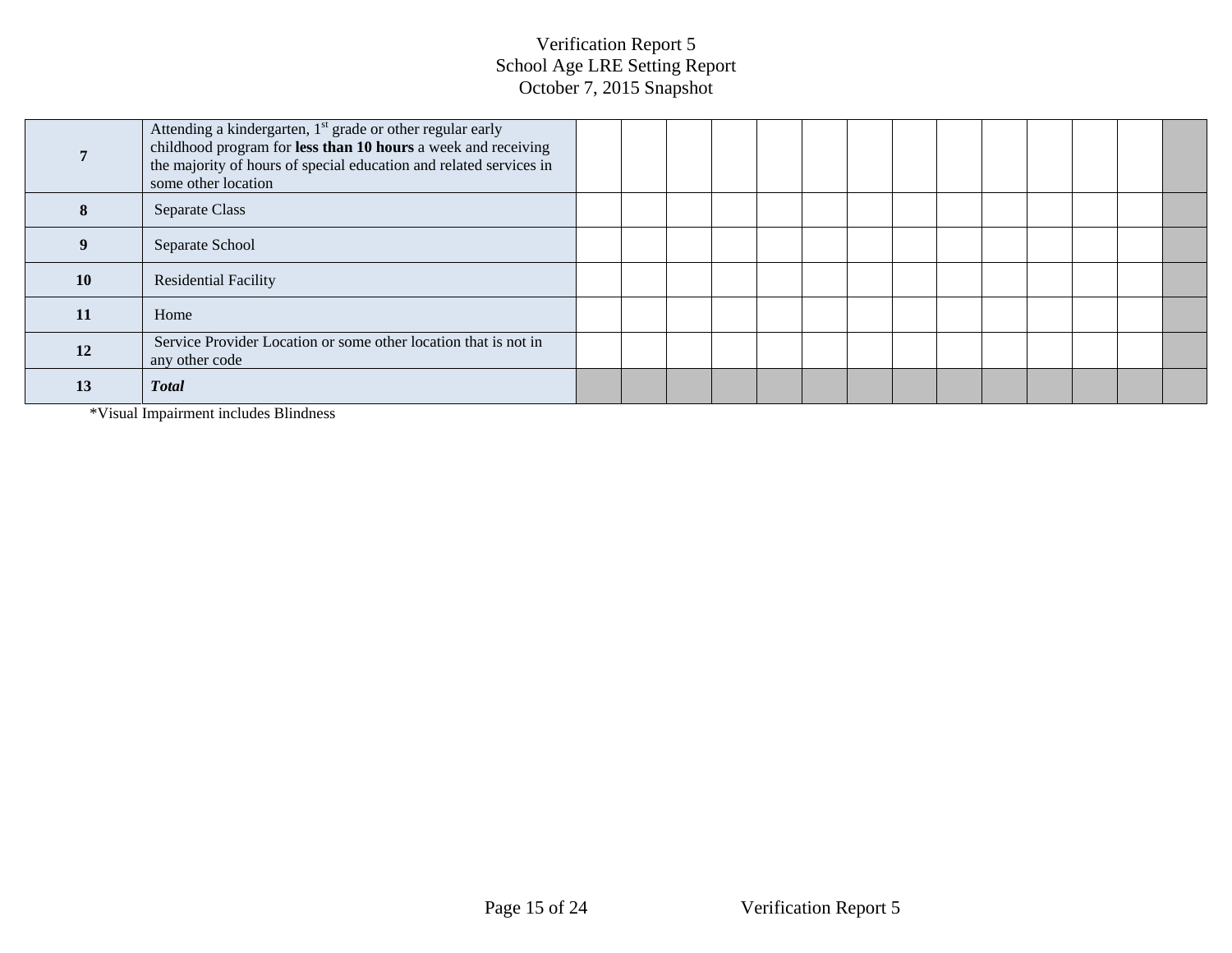# Verification Report 5
## School Age LRE Setting Report
### October 7, 2015 Snapshot

| | | | | | | | | | | | | | | | |
|---|---|---|---|---|---|---|---|---|---|---|---|---|---|---|---|
| **7** | Attending a kindergarten, 1st grade or other regular early childhood program for **less than 10 hours** a week and receiving the majority of hours of special education and related services in some other location | | | | | | | | | | | | | | |
| **8** | Separate Class | | | | | | | | | | | | | | |
| **9** | Separate School | | | | | | | | | | | | | | |
| **10** | Residential Facility | | | | | | | | | | | | | | |
| **11** | Home | | | | | | | | | | | | | | |
| **12** | Service Provider Location or some other location that is not in any other code | | | | | | | | | | | | | | |
| **13** | ***Total*** | | | | | | | | | | | | | | |

*Visual Impairment includes Blindness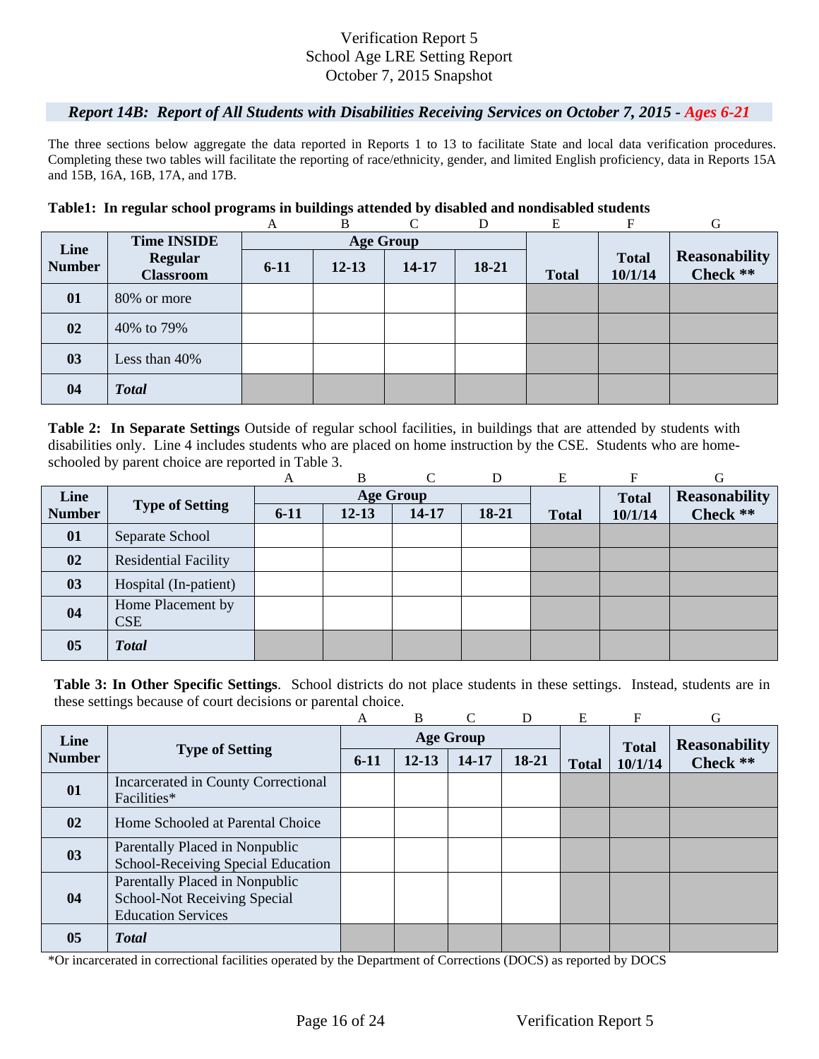Verification Report 5
School Age LRE Setting Report
October 7, 2015 Snapshot

### *Report 14B: Report of All Students with Disabilities Receiving Services on October 7, 2015 - Ages 6-21*

The three sections below aggregate the data reported in Reports 1 to 13 to facilitate State and local data verification procedures. Completing these two tables will facilitate the reporting of race/ethnicity, gender, and limited English proficiency, data in Reports 15A and 15B, 16A, 16B, 17A, and 17B.

**Table1: In regular school programs in buildings attended by disabled and nondisabled students**

| | | A | B | C | D | E | F | G |
|---|---|---|---|---|---|---|---|---|
| **Line Number** | **Time INSIDE Regular Classroom** | **Age Group** | | | | **Total** | **Total 10/1/14** | **Reasonability Check \*\*** |
| | | **6-11** | **12-13** | **14-17** | **18-21** | | | |
| **01** | 80% or more | | | | | | | |
| **02** | 40% to 79% | | | | | | | |
| **03** | Less than 40% | | | | | | | |
| **04** | ***Total*** | | | | | | | |

**Table 2: In Separate Settings** Outside of regular school facilities, in buildings that are attended by students with disabilities only. Line 4 includes students who are placed on home instruction by the CSE. Students who are home-schooled by parent choice are reported in Table 3.

| | | A | B | C | D | E | F | G |
|---|---|---|---|---|---|---|---|---|
| **Line Number** | **Type of Setting** | **Age Group** | | | | **Total** | **Total 10/1/14** | **Reasonability Check \*\*** |
| | | **6-11** | **12-13** | **14-17** | **18-21** | | | |
| **01** | Separate School | | | | | | | |
| **02** | Residential Facility | | | | | | | |
| **03** | Hospital (In-patient) | | | | | | | |
| **04** | Home Placement by CSE | | | | | | | |
| **05** | ***Total*** | | | | | | | |

**Table 3: In Other Specific Settings**. School districts do not place students in these settings. Instead, students are in these settings because of court decisions or parental choice.

| | | A | B | C | D | E | F | G |
|---|---|---|---|---|---|---|---|---|
| **Line Number** | **Type of Setting** | **Age Group** | | | | **Total** | **Total 10/1/14** | **Reasonability Check \*\*** |
| | | **6-11** | **12-13** | **14-17** | **18-21** | | | |
| **01** | Incarcerated in County Correctional Facilities* | | | | | | | |
| **02** | Home Schooled at Parental Choice | | | | | | | |
| **03** | Parentally Placed in Nonpublic School-Receiving Special Education | | | | | | | |
| **04** | Parentally Placed in Nonpublic School-Not Receiving Special Education Services | | | | | | | |
| **05** | ***Total*** | | | | | | | |

*Or incarcerated in correctional facilities operated by the Department of Corrections (DOCS) as reported by DOCS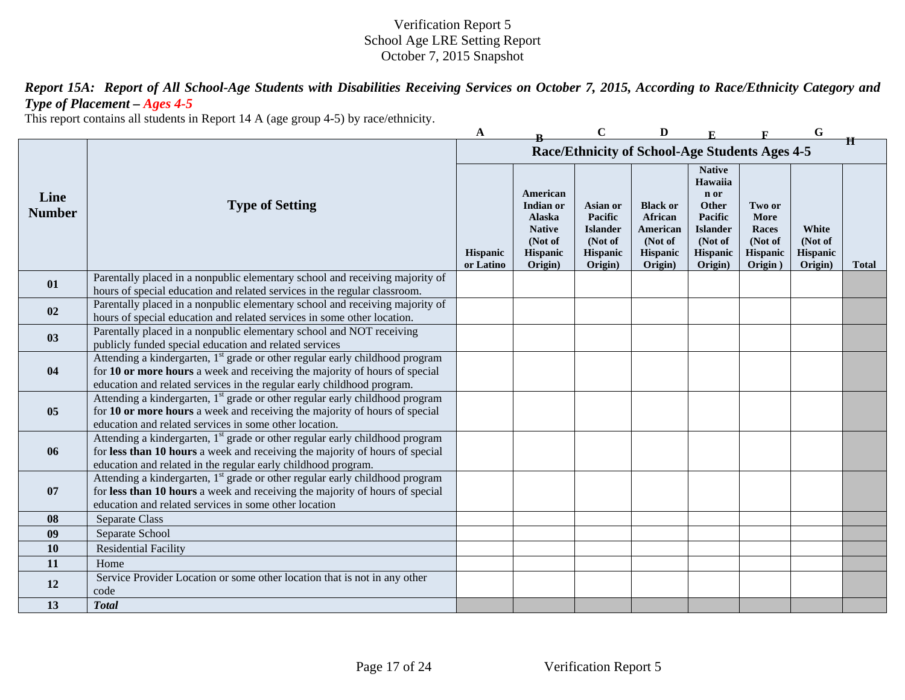Verification Report 5
School Age LRE Setting Report
October 7, 2015 Snapshot

***Report 15A: Report of All School-Age Students with Disabilities Receiving Services on October 7, 2015, According to Race/Ethnicity Category and Type of Placement – Ages 4-5***

This report contains all students in Report 14 A (age group 4-5) by race/ethnicity.

| | | A | B | C | D | E | F | G | H |
|---|---|---|---|---|---|---|---|---|---|
| **Line Number** | **Type of Setting** | **Race/Ethnicity of School-Age Students Ages 4-5** | | | | | | | |
| | | **Hispanic or Latino** | **American Indian or Alaska Native (Not of Hispanic Origin)** | **Asian or Pacific Islander (Not of Hispanic Origin)** | **Black or African American (Not of Hispanic Origin)** | **Native Hawaiian or Other Pacific Islander (Not of Hispanic Origin)** | **Two or More Races (Not of Hispanic Origin )** | **White (Not of Hispanic Origin)** | **Total** |
| **01** | Parentally placed in a nonpublic elementary school and receiving majority of hours of special education and related services in the regular classroom. | | | | | | | | |
| **02** | Parentally placed in a nonpublic elementary school and receiving majority of hours of special education and related services in some other location. | | | | | | | | |
| **03** | Parentally placed in a nonpublic elementary school and NOT receiving publicly funded special education and related services | | | | | | | | |
| **04** | Attending a kindergarten, 1st grade or other regular early childhood program for **10 or more hours** a week and receiving the majority of hours of special education and related services in the regular early childhood program. | | | | | | | | |
| **05** | Attending a kindergarten, 1st grade or other regular early childhood program for **10 or more hours** a week and receiving the majority of hours of special education and related services in some other location. | | | | | | | | |
| **06** | Attending a kindergarten, 1st grade or other regular early childhood program for **less than 10 hours** a week and receiving the majority of hours of special education and related in the regular early childhood program. | | | | | | | | |
| **07** | Attending a kindergarten, 1st grade or other regular early childhood program for **less than 10 hours** a week and receiving the majority of hours of special education and related services in some other location | | | | | | | | |
| **08** | Separate Class | | | | | | | | |
| **09** | Separate School | | | | | | | | |
| **10** | Residential Facility | | | | | | | | |
| **11** | Home | | | | | | | | |
| **12** | Service Provider Location or some other location that is not in any other code | | | | | | | | |
| **13** | ***Total*** | | | | | | | | |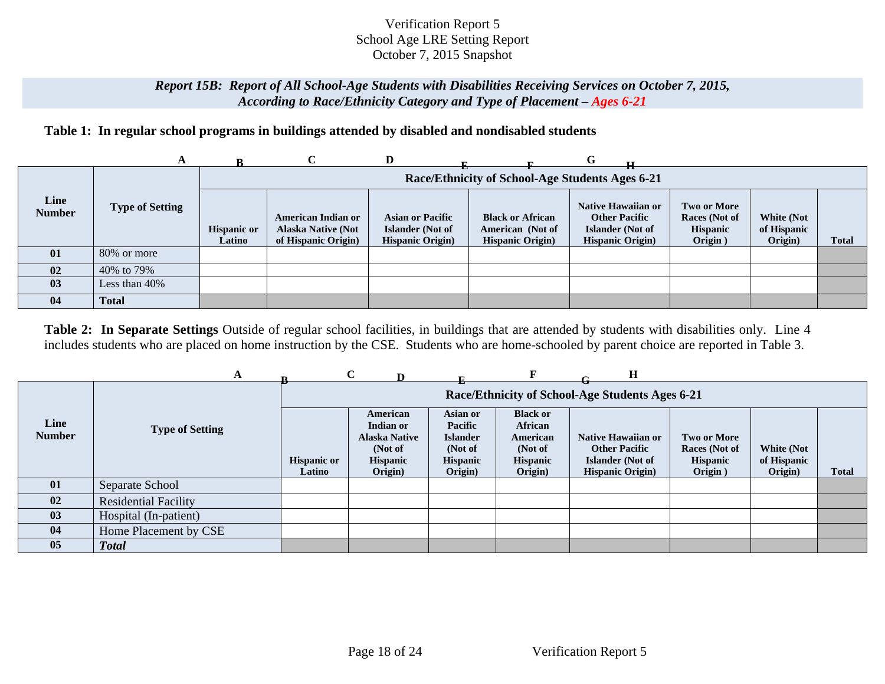Verification Report 5
School Age LRE Setting Report
October 7, 2015 Snapshot

## *Report 15B: Report of All School-Age Students with Disabilities Receiving Services on October 7, 2015, According to Race/Ethnicity Category and Type of Placement – Ages 6-21*

### Table 1: In regular school programs in buildings attended by disabled and nondisabled students

| | | A | B | C | D | E | F | G | H |
|---|---|---|---|---|---|---|---|---|---|
| Line Number | Type of Setting | Race/Ethnicity of School-Age Students Ages 6-21 | | | | | | | |
| | | Hispanic or Latino | American Indian or Alaska Native (Not of Hispanic Origin) | Asian or Pacific Islander (Not of Hispanic Origin) | Black or African American (Not of Hispanic Origin) | Native Hawaiian or Other Pacific Islander (Not of Hispanic Origin) | Two or More Races (Not of Hispanic Origin ) | White (Not of Hispanic Origin) | Total |
| 01 | 80% or more | | | | | | | | |
| 02 | 40% to 79% | | | | | | | | |
| 03 | Less than 40% | | | | | | | | |
| 04 | **Total** | | | | | | | | |

**Table 2: In Separate Settings** Outside of regular school facilities, in buildings that are attended by students with disabilities only. Line 4 includes students who are placed on home instruction by the CSE. Students who are home-schooled by parent choice are reported in Table 3.

| | | A | B | C | D | E | F | G | H |
|---|---|---|---|---|---|---|---|---|---|
| Line Number | Type of Setting | Race/Ethnicity of School-Age Students Ages 6-21 | | | | | | | |
| | | Hispanic or Latino | American Indian or Alaska Native (Not of Hispanic Origin) | Asian or Pacific Islander (Not of Hispanic Origin) | Black or African American (Not of Hispanic Origin) | Native Hawaiian or Other Pacific Islander (Not of Hispanic Origin) | Two or More Races (Not of Hispanic Origin ) | White (Not of Hispanic Origin) | Total |
| 01 | Separate School | | | | | | | | |
| 02 | Residential Facility | | | | | | | | |
| 03 | Hospital (In-patient) | | | | | | | | |
| 04 | Home Placement by CSE | | | | | | | | |
| 05 | ***Total*** | | | | | | | | |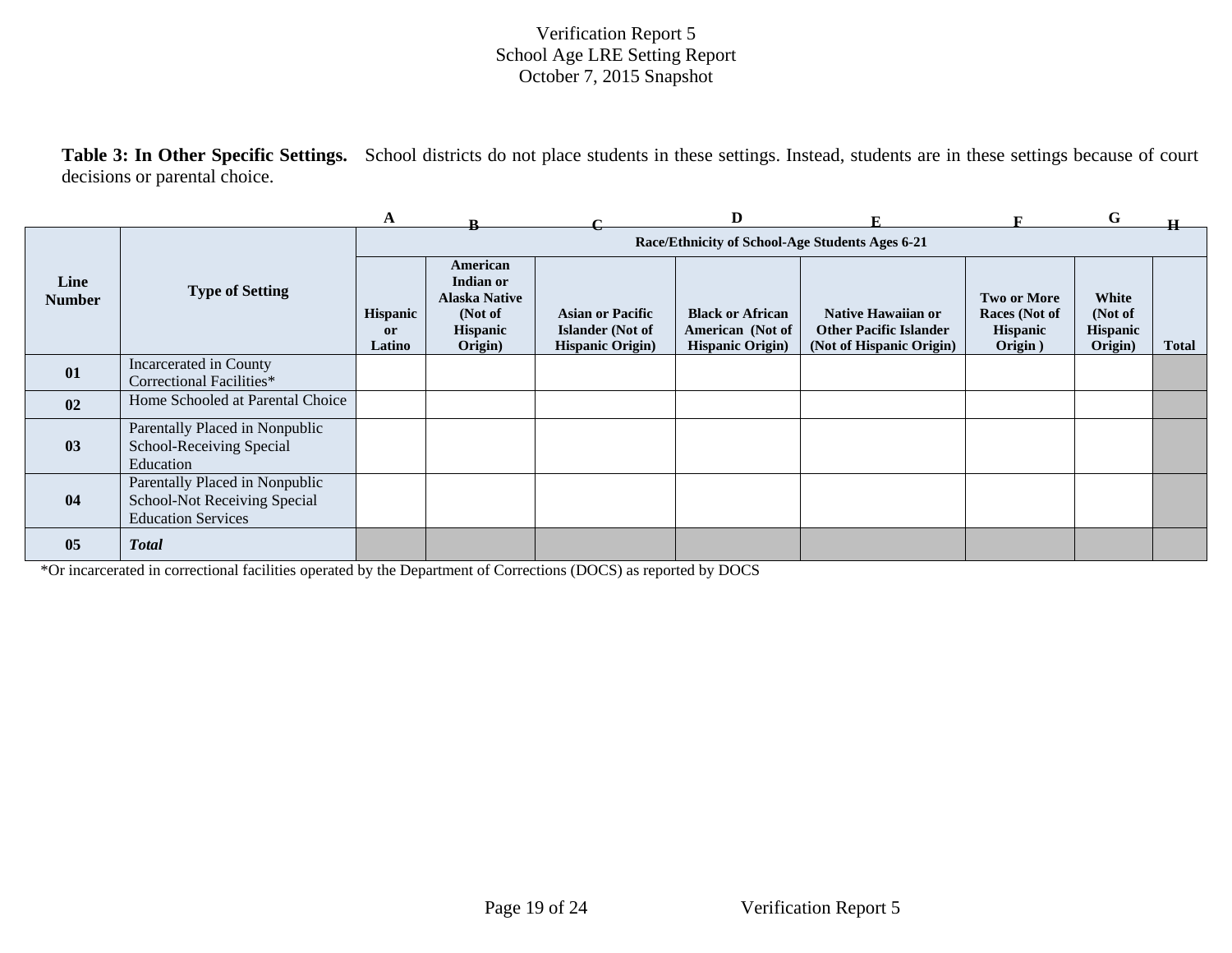Verification Report 5
School Age LRE Setting Report
October 7, 2015 Snapshot

**Table 3: In Other Specific Settings.** School districts do not place students in these settings. Instead, students are in these settings because of court decisions or parental choice.

| | | A | B | C | D | E | F | G | H |
|---|---|---|---|---|---|---|---|---|---|
| **Line Number** | **Type of Setting** | **Race/Ethnicity of School-Age Students Ages 6-21** | | | | | | | |
| | | **Hispanic or Latino** | **American Indian or Alaska Native (Not of Hispanic Origin)** | **Asian or Pacific Islander (Not of Hispanic Origin)** | **Black or African American (Not of Hispanic Origin)** | **Native Hawaiian or Other Pacific Islander (Not of Hispanic Origin)** | **Two or More Races (Not of Hispanic Origin )** | **White (Not of Hispanic Origin)** | **Total** |
| **01** | Incarcerated in County Correctional Facilities* | | | | | | | | |
| **02** | Home Schooled at Parental Choice | | | | | | | | |
| **03** | Parentally Placed in Nonpublic School-Receiving Special Education | | | | | | | | |
| **04** | Parentally Placed in Nonpublic School-Not Receiving Special Education Services | | | | | | | | |
| **05** | ***Total*** | | | | | | | | |

*Or incarcerated in correctional facilities operated by the Department of Corrections (DOCS) as reported by DOCS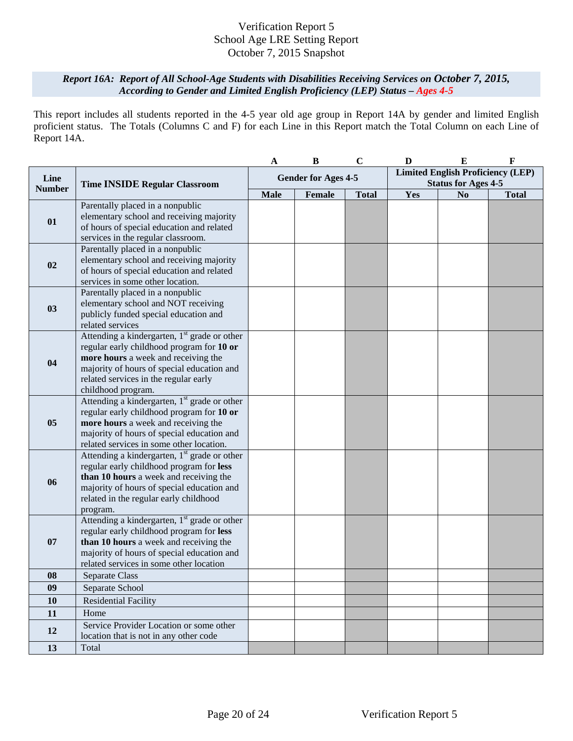Verification Report 5
School Age LRE Setting Report
October 7, 2015 Snapshot

***Report 16A: Report of All School-Age Students with Disabilities Receiving Services on October 7, 2015, According to Gender and Limited English Proficiency (LEP) Status – Ages 4-5***

This report includes all students reported in the 4-5 year old age group in Report 14A by gender and limited English proficient status. The Totals (Columns C and F) for each Line in this Report match the Total Column on each Line of Report 14A.

| | | A | B | C | D | E | F |
|---|---|---|---|---|---|---|---|
| **Line Number** | **Time INSIDE Regular Classroom** | **Gender for Ages 4-5** | | | **Limited English Proficiency (LEP) Status for Ages 4-5** | | |
| | | **Male** | **Female** | **Total** | **Yes** | **No** | **Total** |
| **01** | Parentally placed in a nonpublic elementary school and receiving majority of hours of special education and related services in the regular classroom. | | | | | | |
| **02** | Parentally placed in a nonpublic elementary school and receiving majority of hours of special education and related services in some other location. | | | | | | |
| **03** | Parentally placed in a nonpublic elementary school and NOT receiving publicly funded special education and related services | | | | | | |
| **04** | Attending a kindergarten, 1st grade or other regular early childhood program for **10 or more hours** a week and receiving the majority of hours of special education and related services in the regular early childhood program. | | | | | | |
| **05** | Attending a kindergarten, 1st grade or other regular early childhood program for **10 or more hours** a week and receiving the majority of hours of special education and related services in some other location. | | | | | | |
| **06** | Attending a kindergarten, 1st grade or other regular early childhood program for **less than 10 hours** a week and receiving the majority of hours of special education and related in the regular early childhood program. | | | | | | |
| **07** | Attending a kindergarten, 1st grade or other regular early childhood program for **less than 10 hours** a week and receiving the majority of hours of special education and related services in some other location | | | | | | |
| **08** | Separate Class | | | | | | |
| **09** | Separate School | | | | | | |
| **10** | Residential Facility | | | | | | |
| **11** | Home | | | | | | |
| **12** | Service Provider Location or some other location that is not in any other code | | | | | | |
| **13** | Total | | | | | | |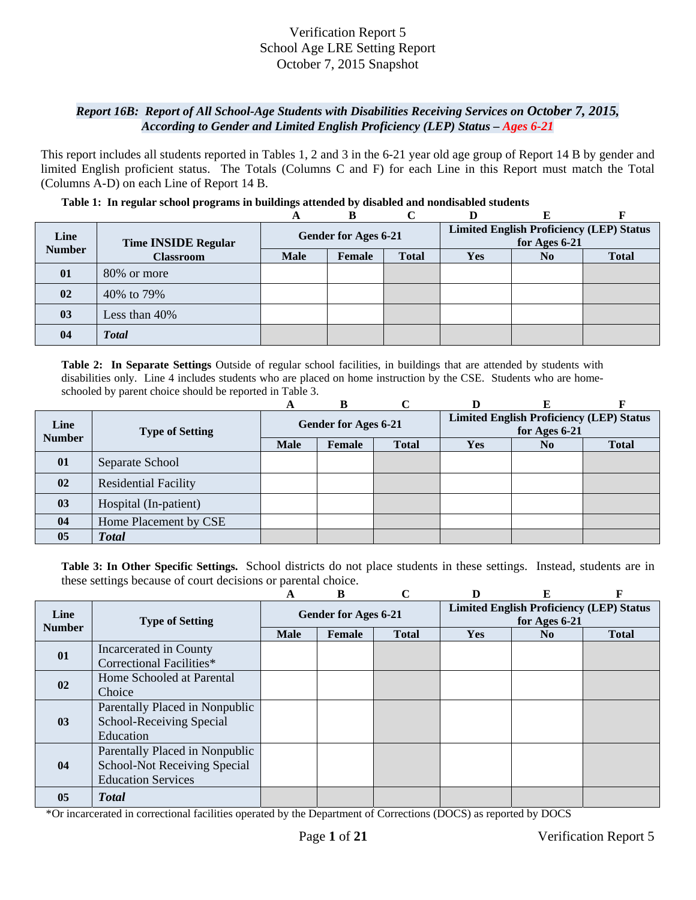# Verification Report 5
# School Age LRE Setting Report
# October 7, 2015 Snapshot

## *Report 16B: Report of All School-Age Students with Disabilities Receiving Services on October 7, 2015, According to Gender and Limited English Proficiency (LEP) Status – Ages 6-21*

This report includes all students reported in Tables 1, 2 and 3 in the 6-21 year old age group of Report 14 B by gender and limited English proficient status. The Totals (Columns C and F) for each Line in this Report must match the Total (Columns A-D) on each Line of Report 14 B.

**Table 1: In regular school programs in buildings attended by disabled and nondisabled students**

| | | A | B | C | D | E | F |
|---|---|---|---|---|---|---|---|
| **Line Number** | **Time INSIDE Regular Classroom** | **Gender for Ages 6-21** | | | **Limited English Proficiency (LEP) Status for Ages 6-21** | | |
| | | **Male** | **Female** | **Total** | **Yes** | **No** | **Total** |
| **01** | 80% or more | | | | | | |
| **02** | 40% to 79% | | | | | | |
| **03** | Less than 40% | | | | | | |
| **04** | ***Total*** | | | | | | |

**Table 2: In Separate Settings** Outside of regular school facilities, in buildings that are attended by students with disabilities only. Line 4 includes students who are placed on home instruction by the CSE. Students who are home-schooled by parent choice should be reported in Table 3.

| | | A | B | C | D | E | F |
|---|---|---|---|---|---|---|---|
| **Line Number** | **Type of Setting** | **Gender for Ages 6-21** | | | **Limited English Proficiency (LEP) Status for Ages 6-21** | | |
| | | **Male** | **Female** | **Total** | **Yes** | **No** | **Total** |
| **01** | Separate School | | | | | | |
| **02** | Residential Facility | | | | | | |
| **03** | Hospital (In-patient) | | | | | | |
| **04** | Home Placement by CSE | | | | | | |
| **05** | ***Total*** | | | | | | |

**Table 3: In Other Specific Settings.** School districts do not place students in these settings. Instead, students are in these settings because of court decisions or parental choice.

| | | A | B | C | D | E | F |
|---|---|---|---|---|---|---|---|
| **Line Number** | **Type of Setting** | **Gender for Ages 6-21** | | | **Limited English Proficiency (LEP) Status for Ages 6-21** | | |
| | | **Male** | **Female** | **Total** | **Yes** | **No** | **Total** |
| **01** | Incarcerated in County Correctional Facilities* | | | | | | |
| **02** | Home Schooled at Parental Choice | | | | | | |
| **03** | Parentally Placed in Nonpublic School-Receiving Special Education | | | | | | |
| **04** | Parentally Placed in Nonpublic School-Not Receiving Special Education Services | | | | | | |
| **05** | ***Total*** | | | | | | |

*Or incarcerated in correctional facilities operated by the Department of Corrections (DOCS) as reported by DOCS